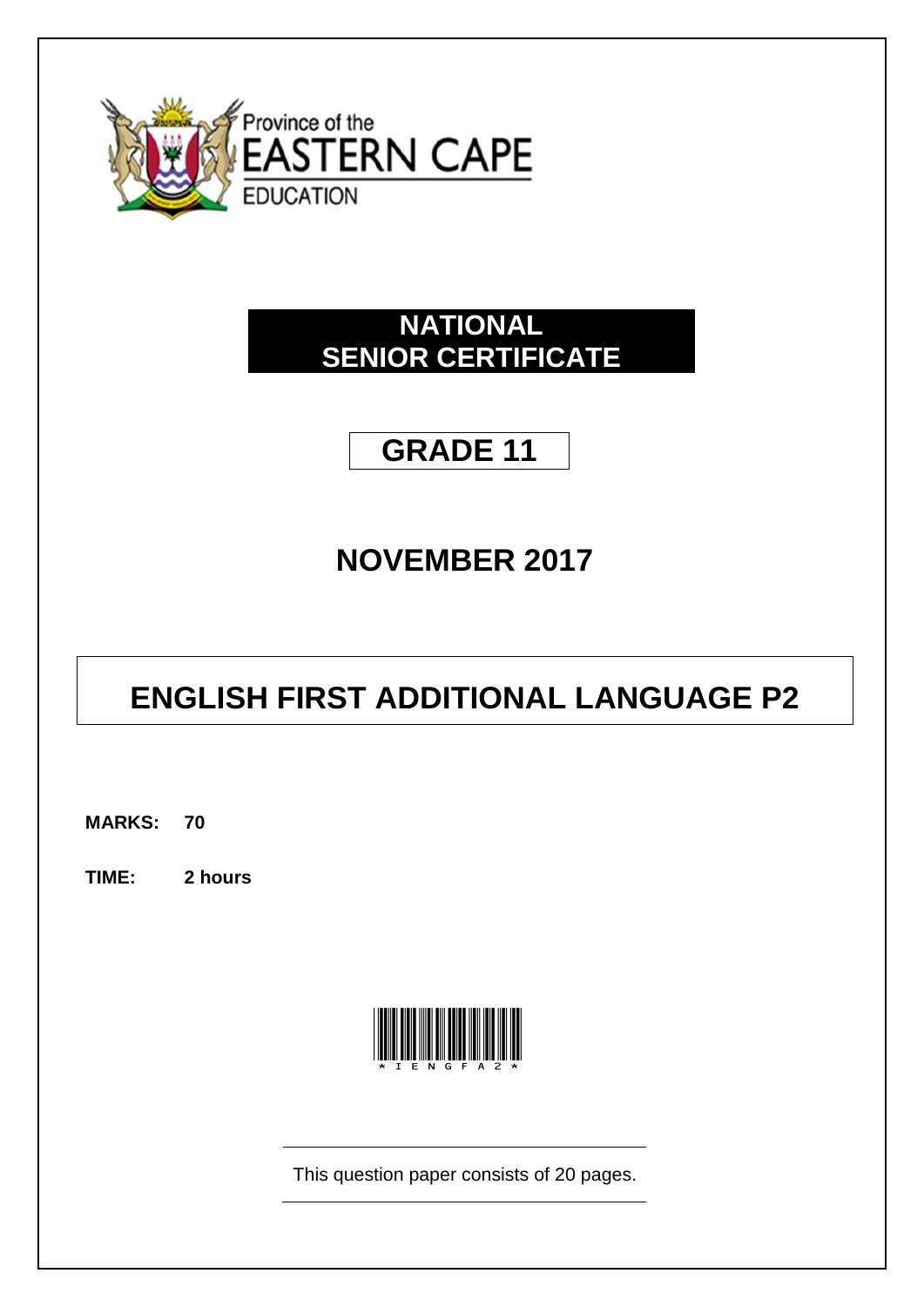Province of the

EASTERN CAPE

EDUCATION

# NATIONAL SENIOR CERTIFICATE

## GRADE 11

## NOVEMBER 2017

# ENGLISH FIRST ADDITIONAL LANGUAGE P2

**MARKS: 70**

**TIME: 2 hours**

*IENGFA2*

This question paper consists of 20 pages.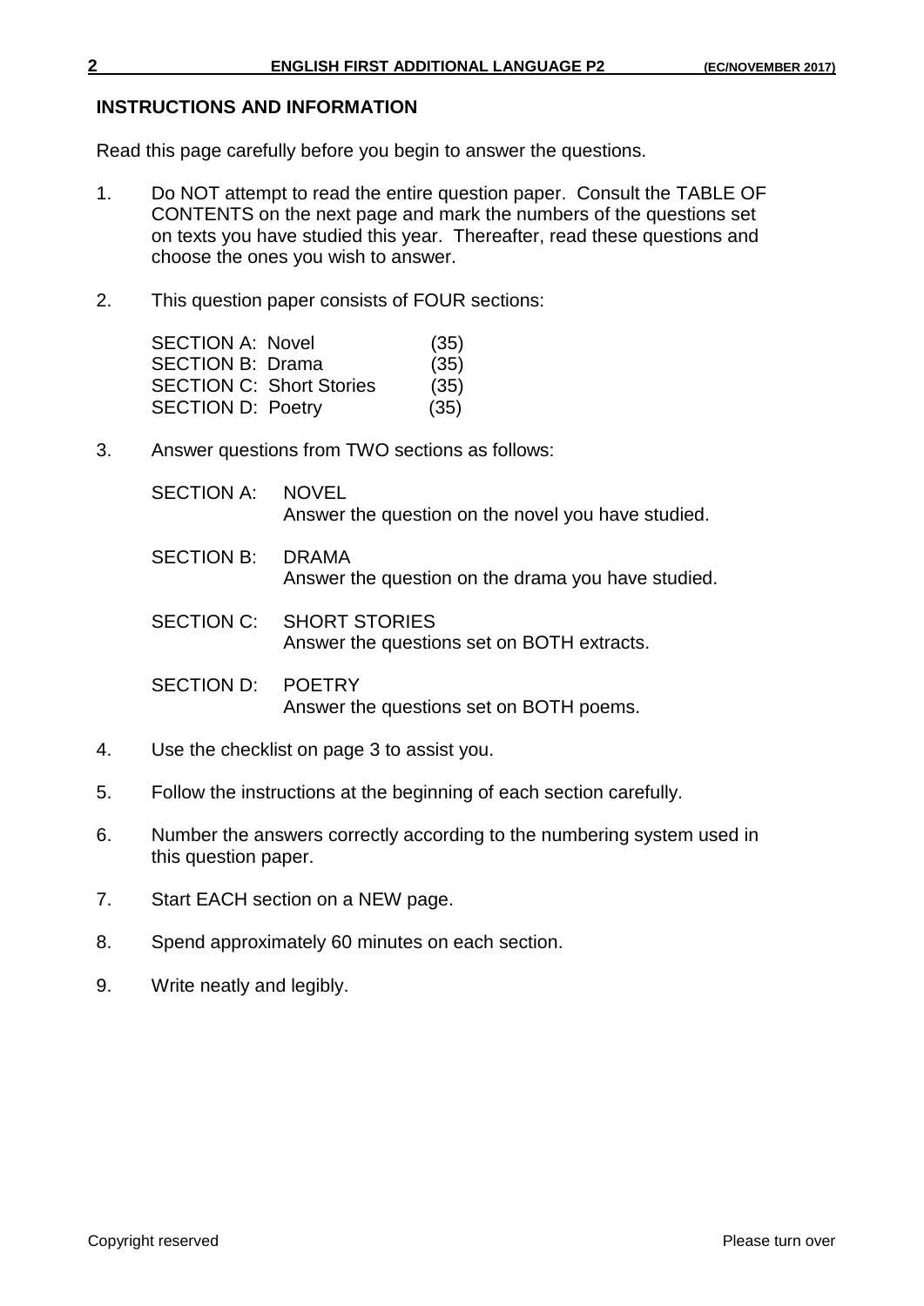## INSTRUCTIONS AND INFORMATION

Read this page carefully before you begin to answer the questions.

1. Do NOT attempt to read the entire question paper. Consult the TABLE OF CONTENTS on the next page and mark the numbers of the questions set on texts you have studied this year. Thereafter, read these questions and choose the ones you wish to answer.

2. This question paper consists of FOUR sections:

   SECTION A: Novel (35)
   SECTION B: Drama (35)
   SECTION C: Short Stories (35)
   SECTION D: Poetry (35)

3. Answer questions from TWO sections as follows:

   SECTION A: NOVEL
   Answer the question on the novel you have studied.

   SECTION B: DRAMA
   Answer the question on the drama you have studied.

   SECTION C: SHORT STORIES
   Answer the questions set on BOTH extracts.

   SECTION D: POETRY
   Answer the questions set on BOTH poems.

4. Use the checklist on page 3 to assist you.

5. Follow the instructions at the beginning of each section carefully.

6. Number the answers correctly according to the numbering system used in this question paper.

7. Start EACH section on a NEW page.

8. Spend approximately 60 minutes on each section.

9. Write neatly and legibly.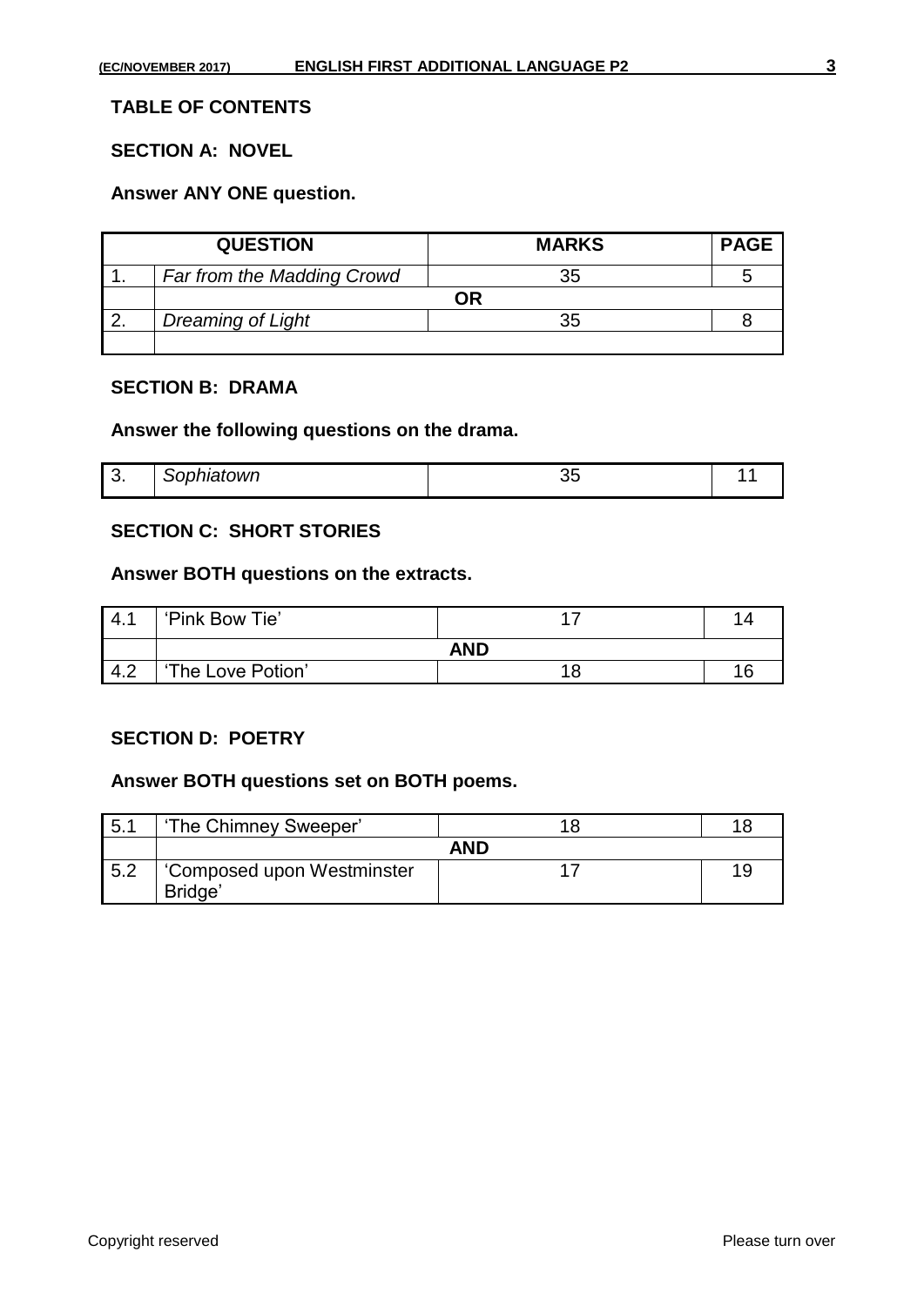**TABLE OF CONTENTS**

**SECTION A: NOVEL**

**Answer ANY ONE question.**

| QUESTION | | MARKS | PAGE |
|---|---|---|---|
| 1. | *Far from the Madding Crowd* | 35 | 5 |
| | **OR** | | |
| 2. | *Dreaming of Light* | 35 | 8 |
| | | | |

**SECTION B: DRAMA**

**Answer the following questions on the drama.**

| | | | |
|---|---|---|---|
| 3. | *Sophiatown* | 35 | 11 |

**SECTION C: SHORT STORIES**

**Answer BOTH questions on the extracts.**

| | | | |
|---|---|---|---|
| 4.1 | 'Pink Bow Tie' | 17 | 14 |
| | **AND** | | |
| 4.2 | 'The Love Potion' | 18 | 16 |

**SECTION D: POETRY**

**Answer BOTH questions set on BOTH poems.**

| | | | |
|---|---|---|---|
| 5.1 | 'The Chimney Sweeper' | 18 | 18 |
| | **AND** | | |
| 5.2 | 'Composed upon Westminster Bridge' | 17 | 19 |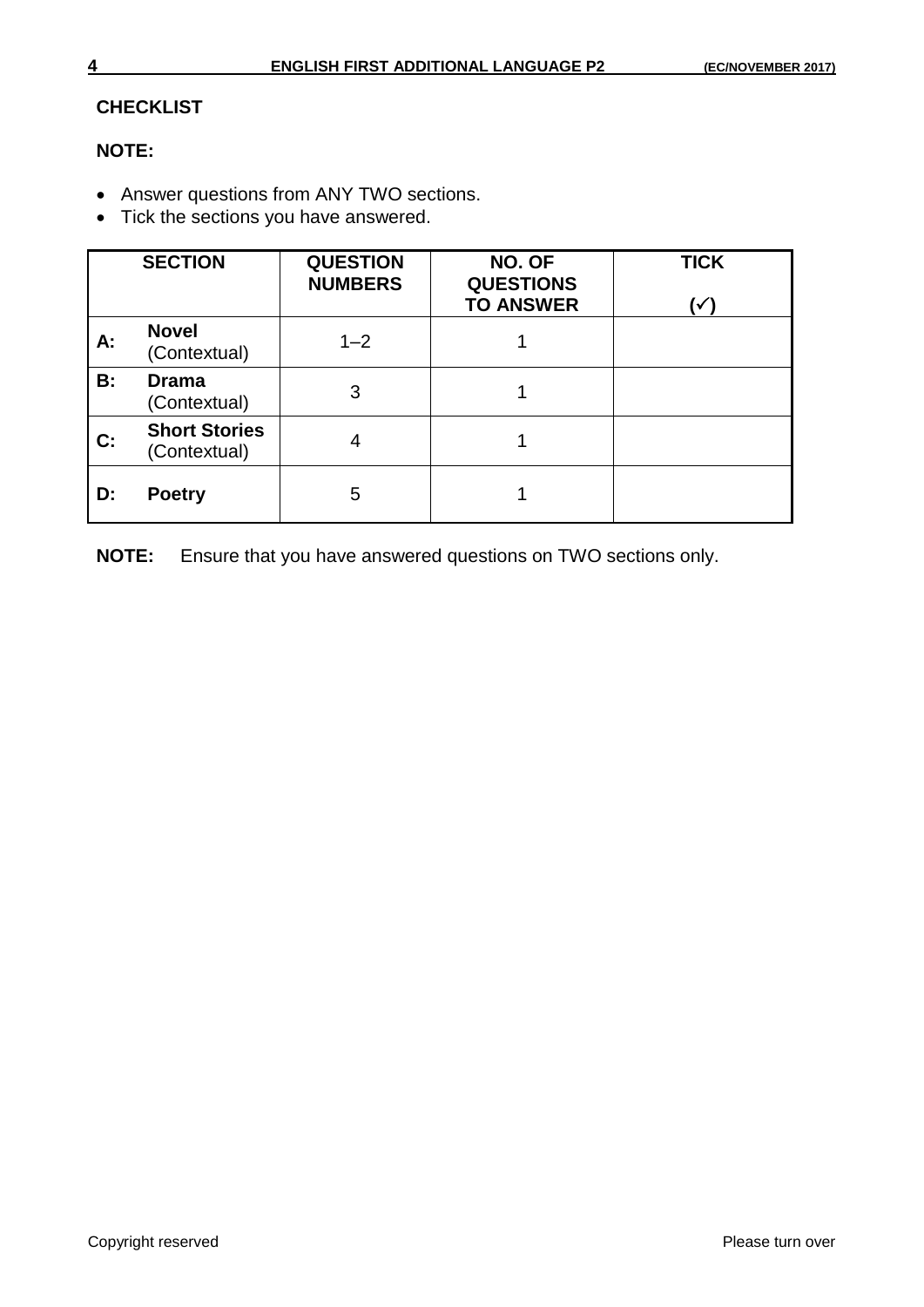**CHECKLIST**

**NOTE:**

- Answer questions from ANY TWO sections.
- Tick the sections you have answered.

| SECTION | | QUESTION NUMBERS | NO. OF QUESTIONS TO ANSWER | TICK (✓) |
|---|---|---|---|---|
| **A:** | **Novel** (Contextual) | 1–2 | 1 | |
| **B:** | **Drama** (Contextual) | 3 | 1 | |
| **C:** | **Short Stories** (Contextual) | 4 | 1 | |
| **D:** | **Poetry** | 5 | 1 | |

**NOTE:** Ensure that you have answered questions on TWO sections only.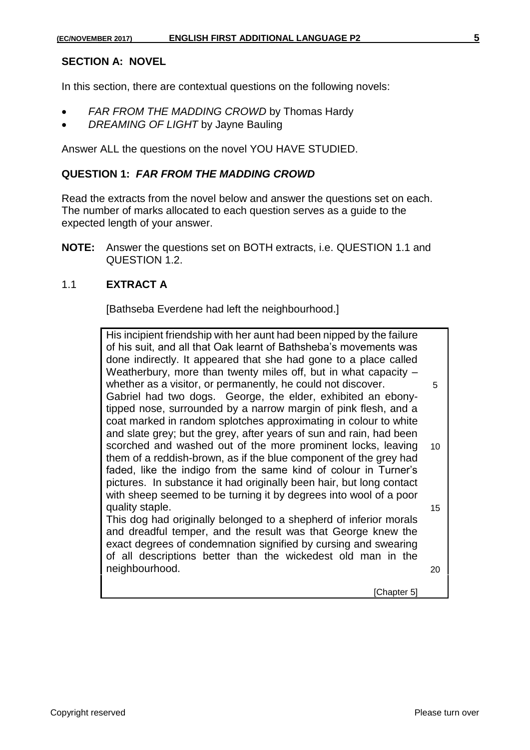**SECTION A: NOVEL**

In this section, there are contextual questions on the following novels:

- *FAR FROM THE MADDING CROWD* by Thomas Hardy
- *DREAMING OF LIGHT* by Jayne Bauling

Answer ALL the questions on the novel YOU HAVE STUDIED.

**QUESTION 1:** ***FAR FROM THE MADDING CROWD***

Read the extracts from the novel below and answer the questions set on each. The number of marks allocated to each question serves as a guide to the expected length of your answer.

**NOTE:** Answer the questions set on BOTH extracts, i.e. QUESTION 1.1 and QUESTION 1.2.

1.1 **EXTRACT A**

[Bathseba Everdene had left the neighbourhood.]

> His incipient friendship with her aunt had been nipped by the failure of his suit, and all that Oak learnt of Bathsheba's movements was done indirectly. It appeared that she had gone to a place called Weatherbury, more than twenty miles off, but in what capacity – whether as a visitor, or permanently, he could not discover. 5
> Gabriel had two dogs. George, the elder, exhibited an ebony-tipped nose, surrounded by a narrow margin of pink flesh, and a coat marked in random splotches approximating in colour to white and slate grey; but the grey, after years of sun and rain, had been scorched and washed out of the more prominent locks, leaving 10 them of a reddish-brown, as if the blue component of the grey had faded, like the indigo from the same kind of colour in Turner's pictures. In substance it had originally been hair, but long contact with sheep seemed to be turning it by degrees into wool of a poor quality staple. 15
> This dog had originally belonged to a shepherd of inferior morals and dreadful temper, and the result was that George knew the exact degrees of condemnation signified by cursing and swearing of all descriptions better than the wickedest old man in the neighbourhood. 20
>
> [Chapter 5]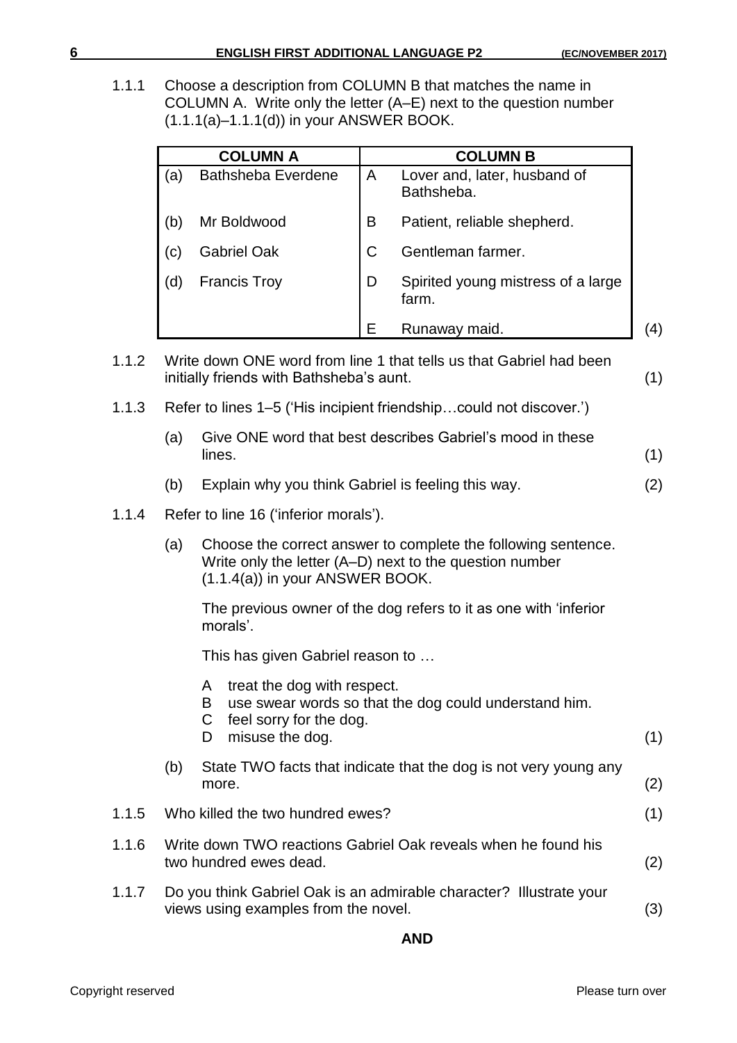1.1.1 Choose a description from COLUMN B that matches the name in COLUMN A. Write only the letter (A–E) next to the question number (1.1.1(a)–1.1.1(d)) in your ANSWER BOOK.

| COLUMN A | | COLUMN B | |
|---|---|---|---|
| (a) | Bathsheba Everdene | A | Lover and, later, husband of Bathsheba. |
| (b) | Mr Boldwood | B | Patient, reliable shepherd. |
| (c) | Gabriel Oak | C | Gentleman farmer. |
| (d) | Francis Troy | D | Spirited young mistress of a large farm. |
| | | E | Runaway maid. |

(4)

1.1.2 Write down ONE word from line 1 that tells us that Gabriel had been initially friends with Bathsheba's aunt. (1)

1.1.3 Refer to lines 1–5 ('His incipient friendship…could not discover.')

(a) Give ONE word that best describes Gabriel's mood in these lines. (1)

(b) Explain why you think Gabriel is feeling this way. (2)

1.1.4 Refer to line 16 ('inferior morals').

(a) Choose the correct answer to complete the following sentence. Write only the letter (A–D) next to the question number (1.1.4(a)) in your ANSWER BOOK.

The previous owner of the dog refers to it as one with 'inferior morals'.

This has given Gabriel reason to …

- A treat the dog with respect.
- B use swear words so that the dog could understand him.
- C feel sorry for the dog.
- D misuse the dog.

(1)

(b) State TWO facts that indicate that the dog is not very young any more. (2)

1.1.5 Who killed the two hundred ewes? (1)

1.1.6 Write down TWO reactions Gabriel Oak reveals when he found his two hundred ewes dead. (2)

1.1.7 Do you think Gabriel Oak is an admirable character? Illustrate your views using examples from the novel. (3)

**AND**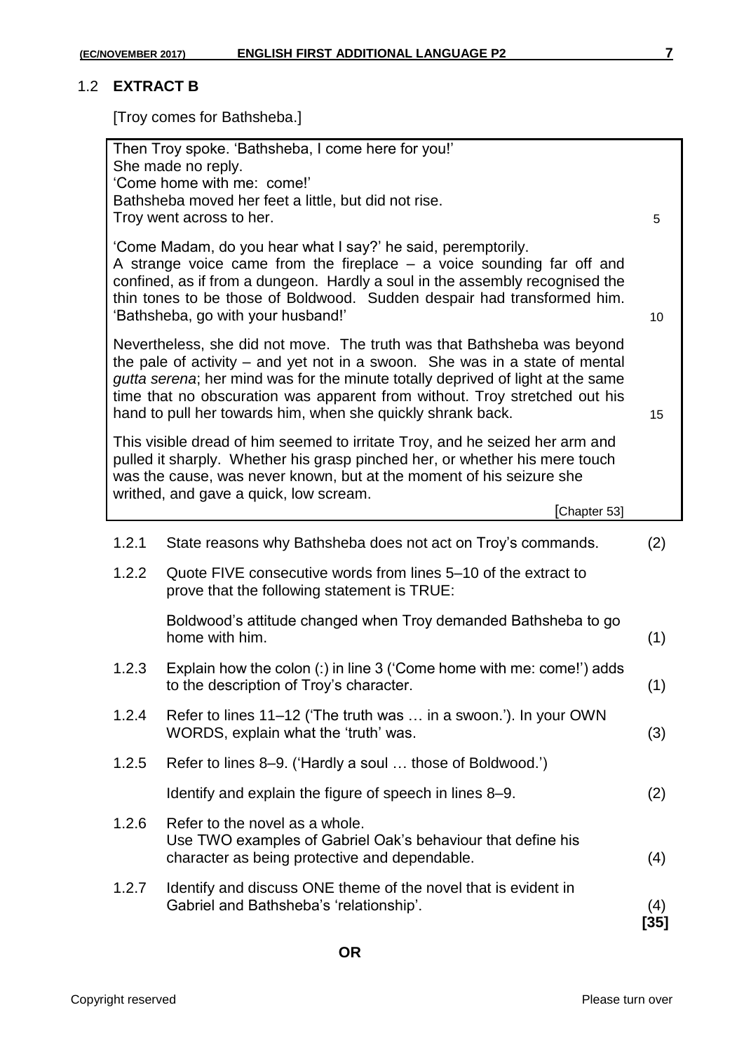## 1.2 EXTRACT B

[Troy comes for Bathsheba.]

> Then Troy spoke. 'Bathsheba, I come here for you!'
> She made no reply.
> 'Come home with me: come!'
> Bathsheba moved her feet a little, but did not rise.
> Troy went across to her. (5)
>
> 'Come Madam, do you hear what I say?' he said, peremptorily.
> A strange voice came from the fireplace – a voice sounding far off and confined, as if from a dungeon. Hardly a soul in the assembly recognised the thin tones to be those of Boldwood. Sudden despair had transformed him. 'Bathsheba, go with your husband!' (10)
>
> Nevertheless, she did not move. The truth was that Bathsheba was beyond the pale of activity – and yet not in a swoon. She was in a state of mental *gutta serena*; her mind was for the minute totally deprived of light at the same time that no obscuration was apparent from without. Troy stretched out his hand to pull her towards him, when she quickly shrank back. (15)
>
> This visible dread of him seemed to irritate Troy, and he seized her arm and pulled it sharply. Whether his grasp pinched her, or whether his mere touch was the cause, was never known, but at the moment of his seizure she writhed, and gave a quick, low scream.
>
> [Chapter 53]

1.2.1 State reasons why Bathsheba does not act on Troy's commands. (2)

1.2.2 Quote FIVE consecutive words from lines 5–10 of the extract to prove that the following statement is TRUE:

Boldwood's attitude changed when Troy demanded Bathsheba to go home with him. (1)

1.2.3 Explain how the colon (:) in line 3 ('Come home with me: come!') adds to the description of Troy's character. (1)

1.2.4 Refer to lines 11–12 ('The truth was … in a swoon.'). In your OWN WORDS, explain what the 'truth' was. (3)

1.2.5 Refer to lines 8–9. ('Hardly a soul … those of Boldwood.')

Identify and explain the figure of speech in lines 8–9. (2)

1.2.6 Refer to the novel as a whole.
Use TWO examples of Gabriel Oak's behaviour that define his character as being protective and dependable. (4)

1.2.7 Identify and discuss ONE theme of the novel that is evident in Gabriel and Bathsheba's 'relationship'. (4)

**[35]**

**OR**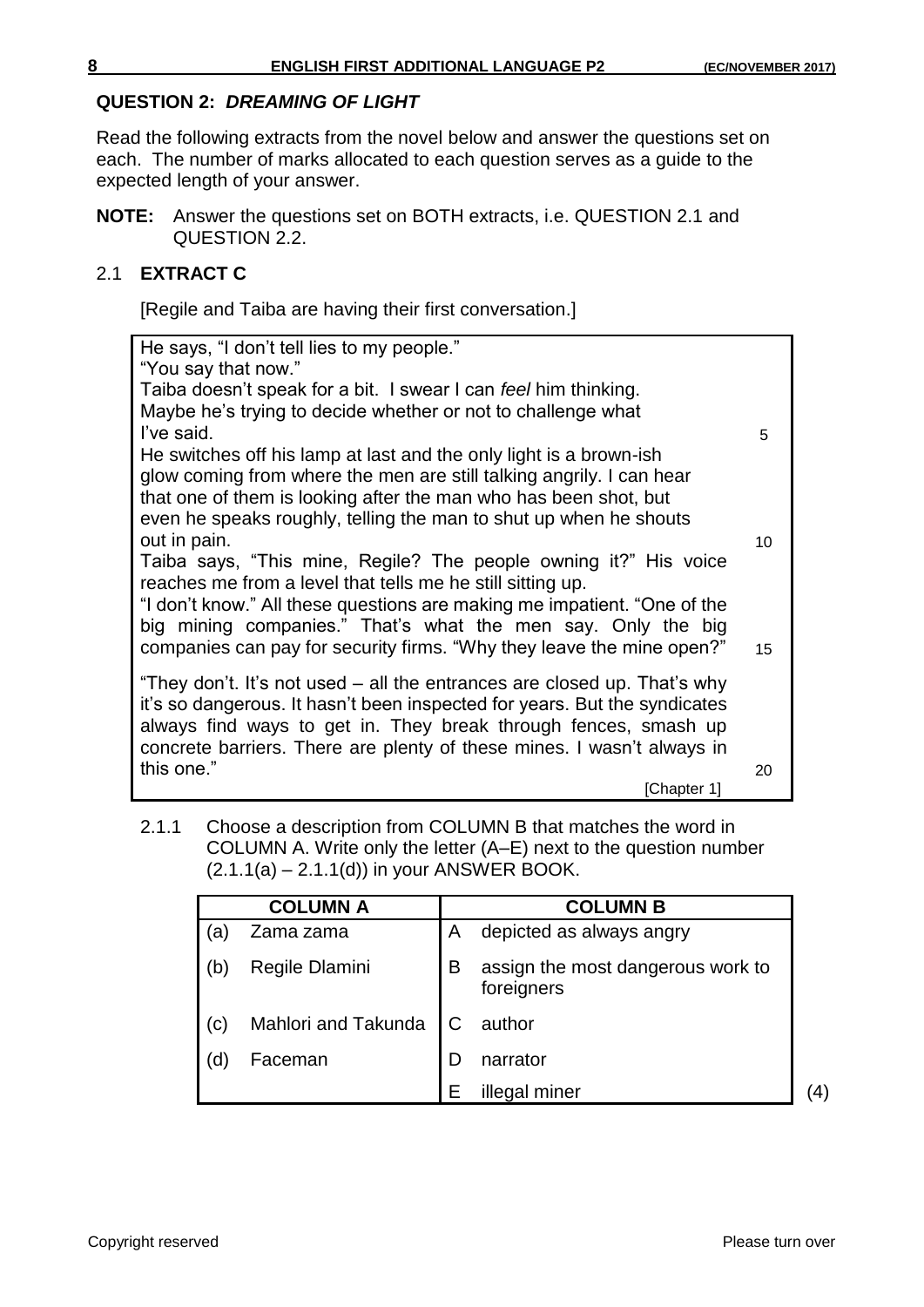## QUESTION 2: *DREAMING OF LIGHT*

Read the following extracts from the novel below and answer the questions set on each. The number of marks allocated to each question serves as a guide to the expected length of your answer.

**NOTE:** Answer the questions set on BOTH extracts, i.e. QUESTION 2.1 and QUESTION 2.2.

### 2.1 EXTRACT C

[Regile and Taiba are having their first conversation.]

He says, "I don't tell lies to my people."
"You say that now."
Taiba doesn't speak for a bit. I swear I can *feel* him thinking.
Maybe he's trying to decide whether or not to challenge what
I've said. 5
He switches off his lamp at last and the only light is a brown-ish
glow coming from where the men are still talking angrily. I can hear
that one of them is looking after the man who has been shot, but
even he speaks roughly, telling the man to shut up when he shouts
out in pain. 10
Taiba says, "This mine, Regile? The people owning it?" His voice
reaches me from a level that tells me he still sitting up.
"I don't know." All these questions are making me impatient. "One of the
big mining companies." That's what the men say. Only the big
companies can pay for security firms. "Why they leave the mine open?" 15

"They don't. It's not used – all the entrances are closed up. That's why
it's so dangerous. It hasn't been inspected for years. But the syndicates
always find ways to get in. They break through fences, smash up
concrete barriers. There are plenty of these mines. I wasn't always in
this one." 20

[Chapter 1]

2.1.1 Choose a description from COLUMN B that matches the word in COLUMN A. Write only the letter (A–E) next to the question number (2.1.1(a) – 2.1.1(d)) in your ANSWER BOOK.

| | COLUMN A | | COLUMN B |
|---|---|---|---|
| (a) | Zama zama | A | depicted as always angry |
| (b) | Regile Dlamini | B | assign the most dangerous work to foreigners |
| (c) | Mahlori and Takunda | C | author |
| (d) | Faceman | D | narrator |
| | | E | illegal miner |

(4)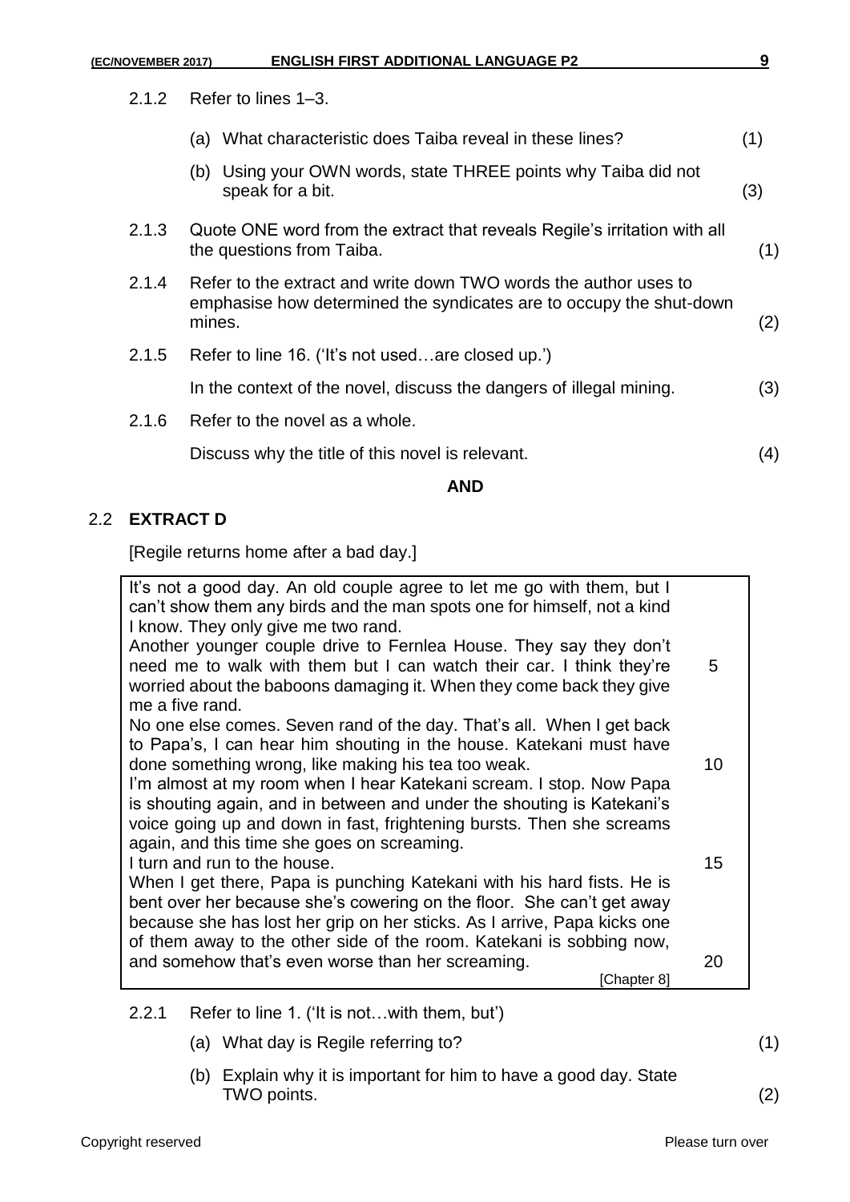2.1.2 Refer to lines 1–3.

(a) What characteristic does Taiba reveal in these lines? (1)

(b) Using your OWN words, state THREE points why Taiba did not speak for a bit. (3)

2.1.3 Quote ONE word from the extract that reveals Regile's irritation with all the questions from Taiba. (1)

2.1.4 Refer to the extract and write down TWO words the author uses to emphasise how determined the syndicates are to occupy the shut-down mines. (2)

2.1.5 Refer to line 16. ('It's not used…are closed up.')

In the context of the novel, discuss the dangers of illegal mining. (3)

2.1.6 Refer to the novel as a whole.

Discuss why the title of this novel is relevant. (4)

**AND**

## 2.2 EXTRACT D

[Regile returns home after a bad day.]

> It's not a good day. An old couple agree to let me go with them, but I can't show them any birds and the man spots one for himself, not a kind I know. They only give me two rand.
> Another younger couple drive to Fernlea House. They say they don't need me to walk with them but I can watch their car. I think they're worried about the baboons damaging it. When they come back they give me a five rand. (5)
> No one else comes. Seven rand of the day. That's all. When I get back to Papa's, I can hear him shouting in the house. Katekani must have done something wrong, like making his tea too weak. (10)
> I'm almost at my room when I hear Katekani scream. I stop. Now Papa is shouting again, and in between and under the shouting is Katekani's voice going up and down in fast, frightening bursts. Then she screams again, and this time she goes on screaming.
> I turn and run to the house. (15)
> When I get there, Papa is punching Katekani with his hard fists. He is bent over her because she's cowering on the floor. She can't get away because she has lost her grip on her sticks. As I arrive, Papa kicks one of them away to the other side of the room. Katekani is sobbing now, and somehow that's even worse than her screaming. (20)
>
> [Chapter 8]

2.2.1 Refer to line 1. ('It is not…with them, but')

(a) What day is Regile referring to? (1)

(b) Explain why it is important for him to have a good day. State TWO points. (2)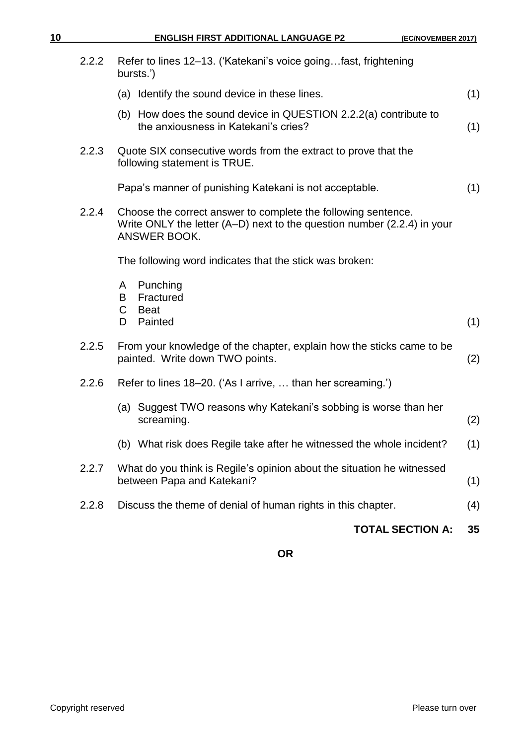2.2.2 Refer to lines 12–13. ('Katekani's voice going…fast, frightening bursts.')

(a) Identify the sound device in these lines. (1)

(b) How does the sound device in QUESTION 2.2.2(a) contribute to the anxiousness in Katekani's cries? (1)

2.2.3 Quote SIX consecutive words from the extract to prove that the following statement is TRUE.

Papa's manner of punishing Katekani is not acceptable. (1)

2.2.4 Choose the correct answer to complete the following sentence. Write ONLY the letter (A–D) next to the question number (2.2.4) in your ANSWER BOOK.

The following word indicates that the stick was broken:

A Punching
B Fractured
C Beat
D Painted (1)

2.2.5 From your knowledge of the chapter, explain how the sticks came to be painted. Write down TWO points. (2)

2.2.6 Refer to lines 18–20. ('As I arrive, … than her screaming.')

(a) Suggest TWO reasons why Katekani's sobbing is worse than her screaming. (2)

(b) What risk does Regile take after he witnessed the whole incident? (1)

2.2.7 What do you think is Regile's opinion about the situation he witnessed between Papa and Katekani? (1)

2.2.8 Discuss the theme of denial of human rights in this chapter. (4)

**TOTAL SECTION A: 35**

**OR**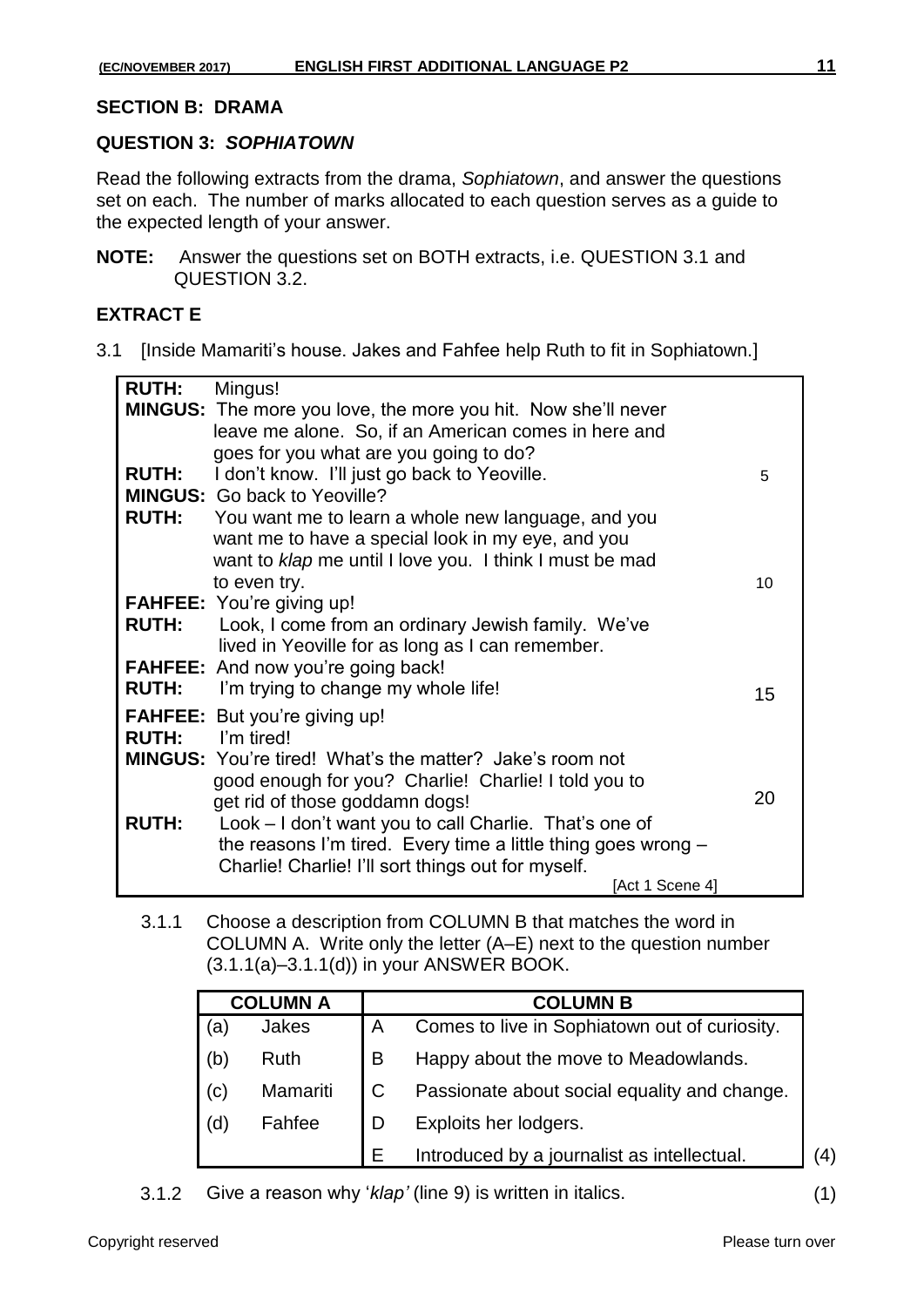## SECTION B: DRAMA

### QUESTION 3: *SOPHIATOWN*

Read the following extracts from the drama, *Sophiatown*, and answer the questions set on each. The number of marks allocated to each question serves as a guide to the expected length of your answer.

**NOTE:** Answer the questions set on BOTH extracts, i.e. QUESTION 3.1 and QUESTION 3.2.

### EXTRACT E

3.1 [Inside Mamariti's house. Jakes and Fahfee help Ruth to fit in Sophiatown.]

| | | |
|---|---|---|
| **RUTH:** | Mingus! | |
| **MINGUS:** | The more you love, the more you hit. Now she'll never leave me alone. So, if an American comes in here and goes for you what are you going to do? | |
| **RUTH:** | I don't know. I'll just go back to Yeoville. | 5 |
| **MINGUS:** | Go back to Yeoville? | |
| **RUTH:** | You want me to learn a whole new language, and you want me to have a special look in my eye, and you want to *klap* me until I love you. I think I must be mad to even try. | 10 |
| **FAHFEE:** | You're giving up! | |
| **RUTH:** | Look, I come from an ordinary Jewish family. We've lived in Yeoville for as long as I can remember. | |
| **FAHFEE:** | And now you're going back! | |
| **RUTH:** | I'm trying to change my whole life! | 15 |
| **FAHFEE:** | But you're giving up! | |
| **RUTH:** | I'm tired! | |
| **MINGUS:** | You're tired! What's the matter? Jake's room not good enough for you? Charlie! Charlie! I told you to get rid of those goddamn dogs! | 20 |
| **RUTH:** | Look – I don't want you to call Charlie. That's one of the reasons I'm tired. Every time a little thing goes wrong – Charlie! Charlie! I'll sort things out for myself. | |
| | [Act 1 Scene 4] | |

3.1.1 Choose a description from COLUMN B that matches the word in COLUMN A. Write only the letter (A–E) next to the question number (3.1.1(a)–3.1.1(d)) in your ANSWER BOOK.

| COLUMN A | | COLUMN B | |
|---|---|---|---|
| (a) | Jakes | A | Comes to live in Sophiatown out of curiosity. |
| (b) | Ruth | B | Happy about the move to Meadowlands. |
| (c) | Mamariti | C | Passionate about social equality and change. |
| (d) | Fahfee | D | Exploits her lodgers. |
| | | E | Introduced by a journalist as intellectual. |

(4)

3.1.2 Give a reason why '*klap'* (line 9) is written in italics. (1)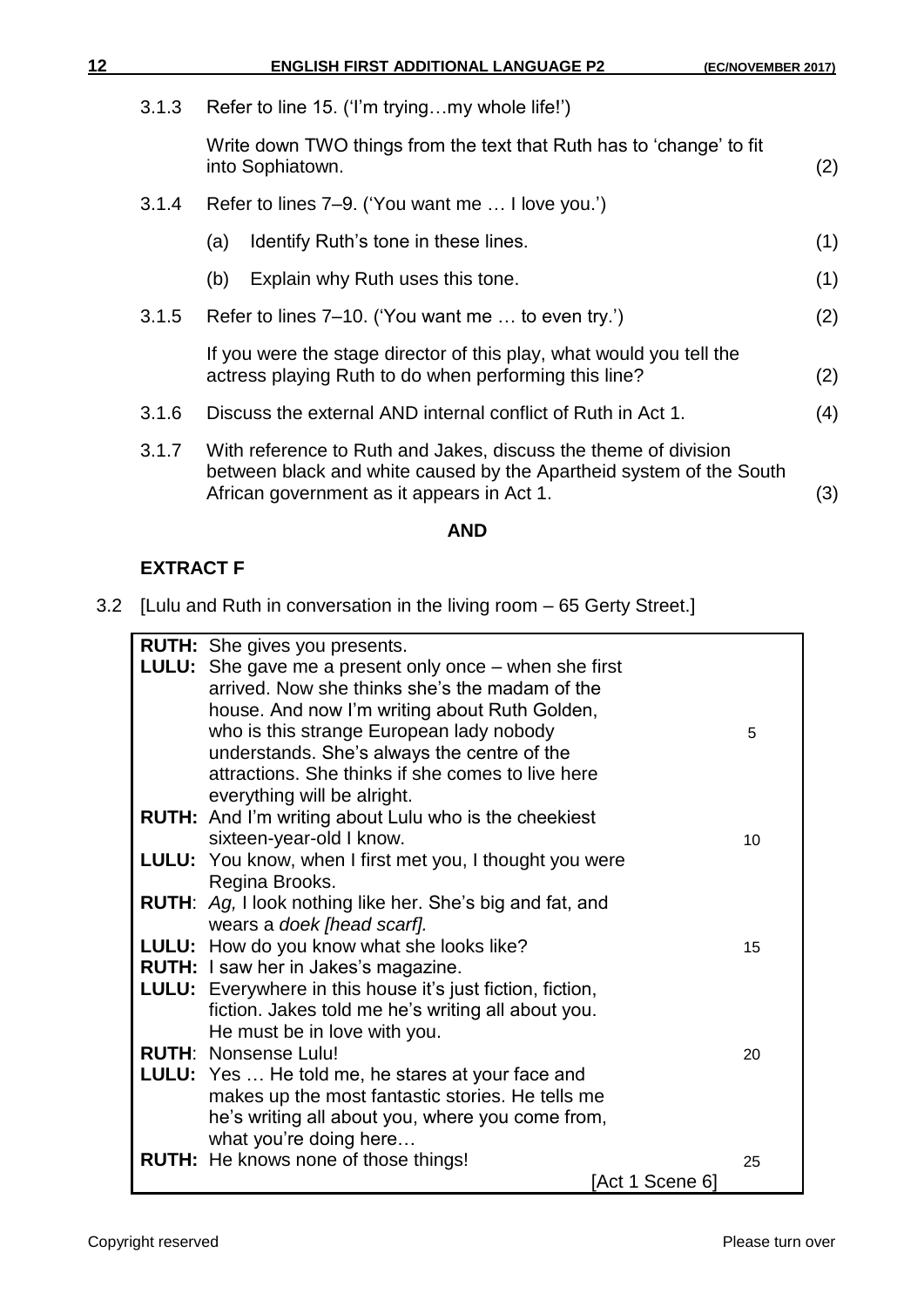3.1.3 Refer to line 15. ('I'm trying…my whole life!')

Write down TWO things from the text that Ruth has to 'change' to fit into Sophiatown. (2)

3.1.4 Refer to lines 7–9. ('You want me … I love you.')

(a) Identify Ruth's tone in these lines. (1)

(b) Explain why Ruth uses this tone. (1)

3.1.5 Refer to lines 7–10. ('You want me … to even try.') (2)

If you were the stage director of this play, what would you tell the actress playing Ruth to do when performing this line? (2)

3.1.6 Discuss the external AND internal conflict of Ruth in Act 1. (4)

3.1.7 With reference to Ruth and Jakes, discuss the theme of division between black and white caused by the Apartheid system of the South African government as it appears in Act 1. (3)

**AND**

**EXTRACT F**

3.2 [Lulu and Ruth in conversation in the living room – 65 Gerty Street.]

| | | |
|---|---|---|
| **RUTH:** | She gives you presents. | |
| **LULU:** | She gave me a present only once – when she first arrived. Now she thinks she's the madam of the house. And now I'm writing about Ruth Golden, who is this strange European lady nobody understands. She's always the centre of the attractions. She thinks if she comes to live here everything will be alright. | 5 |
| **RUTH:** | And I'm writing about Lulu who is the cheekiest sixteen-year-old I know. | 10 |
| **LULU:** | You know, when I first met you, I thought you were Regina Brooks. | |
| **RUTH:** | *Ag,* I look nothing like her. She's big and fat, and wears a *doek [head scarf].* | |
| **LULU:** | How do you know what she looks like? | 15 |
| **RUTH:** | I saw her in Jakes's magazine. | |
| **LULU:** | Everywhere in this house it's just fiction, fiction, fiction. Jakes told me he's writing all about you. He must be in love with you. | |
| **RUTH:** | Nonsense Lulu! | 20 |
| **LULU:** | Yes … He told me, he stares at your face and makes up the most fantastic stories. He tells me he's writing all about you, where you come from, what you're doing here… | |
| **RUTH:** | He knows none of those things! | 25 |
| | [Act 1 Scene 6] | |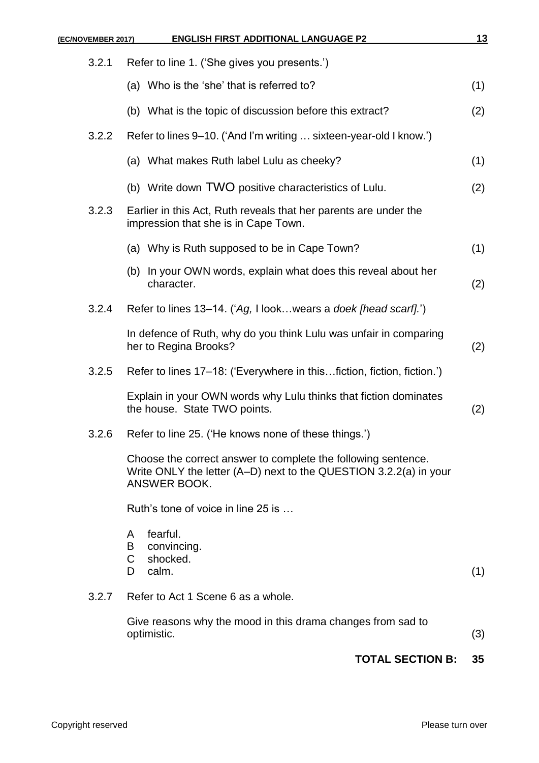3.2.1 Refer to line 1. ('She gives you presents.')

(a) Who is the 'she' that is referred to? (1)

(b) What is the topic of discussion before this extract? (2)

3.2.2 Refer to lines 9–10. ('And I'm writing … sixteen-year-old I know.')

(a) What makes Ruth label Lulu as cheeky? (1)

(b) Write down TWO positive characteristics of Lulu. (2)

3.2.3 Earlier in this Act, Ruth reveals that her parents are under the impression that she is in Cape Town.

(a) Why is Ruth supposed to be in Cape Town? (1)

(b) In your OWN words, explain what does this reveal about her character. (2)

3.2.4 Refer to lines 13–14. ('*Ag,* I look…wears a *doek [head scarf].*')

In defence of Ruth, why do you think Lulu was unfair in comparing her to Regina Brooks? (2)

3.2.5 Refer to lines 17–18: ('Everywhere in this…fiction, fiction, fiction.')

Explain in your OWN words why Lulu thinks that fiction dominates the house. State TWO points. (2)

3.2.6 Refer to line 25. ('He knows none of these things.')

Choose the correct answer to complete the following sentence. Write ONLY the letter (A–D) next to the QUESTION 3.2.2(a) in your ANSWER BOOK.

Ruth's tone of voice in line 25 is …

A fearful.
B convincing.
C shocked.
D calm. (1)

3.2.7 Refer to Act 1 Scene 6 as a whole.

Give reasons why the mood in this drama changes from sad to optimistic. (3)

**TOTAL SECTION B: 35**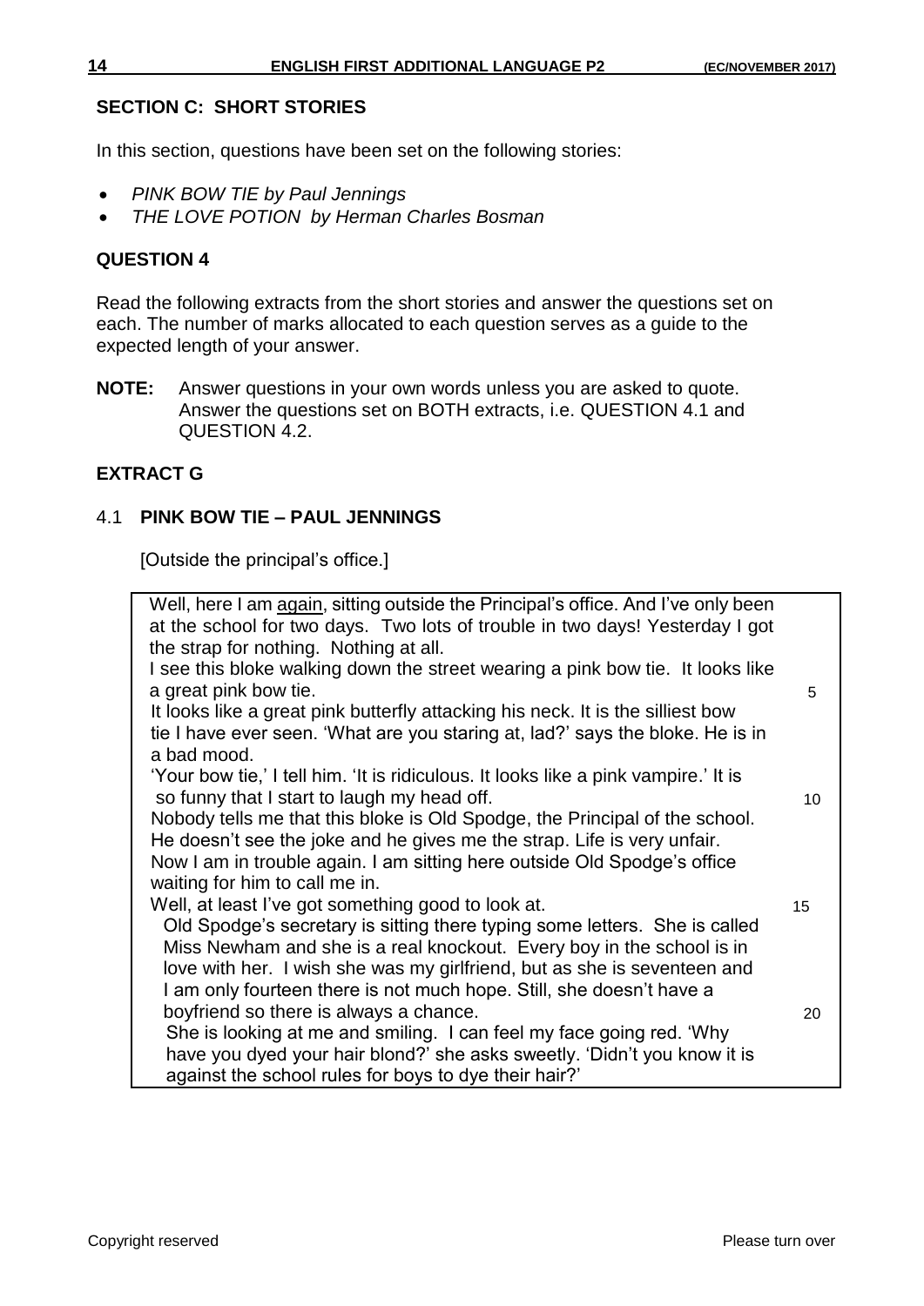## SECTION C: SHORT STORIES

In this section, questions have been set on the following stories:

- *PINK BOW TIE by Paul Jennings*
- *THE LOVE POTION by Herman Charles Bosman*

## QUESTION 4

Read the following extracts from the short stories and answer the questions set on each. The number of marks allocated to each question serves as a guide to the expected length of your answer.

**NOTE:** Answer questions in your own words unless you are asked to quote. Answer the questions set on BOTH extracts, i.e. QUESTION 4.1 and QUESTION 4.2.

### EXTRACT G

### 4.1 PINK BOW TIE – PAUL JENNINGS

[Outside the principal's office.]

| | |
|---|---|
| Well, here I am <u>again</u>, sitting outside the Principal's office. And I've only been at the school for two days. Two lots of trouble in two days! Yesterday I got the strap for nothing. Nothing at all. | |
| I see this bloke walking down the street wearing a pink bow tie. It looks like a great pink bow tie. | 5 |
| It looks like a great pink butterfly attacking his neck. It is the silliest bow tie I have ever seen. 'What are you staring at, lad?' says the bloke. He is in a bad mood. | |
| 'Your bow tie,' I tell him. 'It is ridiculous. It looks like a pink vampire.' It is so funny that I start to laugh my head off. | 10 |
| Nobody tells me that this bloke is Old Spodge, the Principal of the school. He doesn't see the joke and he gives me the strap. Life is very unfair. Now I am in trouble again. I am sitting here outside Old Spodge's office waiting for him to call me in. | |
| Well, at least I've got something good to look at. | 15 |
| Old Spodge's secretary is sitting there typing some letters. She is called Miss Newham and she is a real knockout. Every boy in the school is in love with her. I wish she was my girlfriend, but as she is seventeen and I am only fourteen there is not much hope. Still, she doesn't have a boyfriend so there is always a chance. | 20 |
| She is looking at me and smiling. I can feel my face going red. 'Why have you dyed your hair blond?' she asks sweetly. 'Didn't you know it is against the school rules for boys to dye their hair?' | |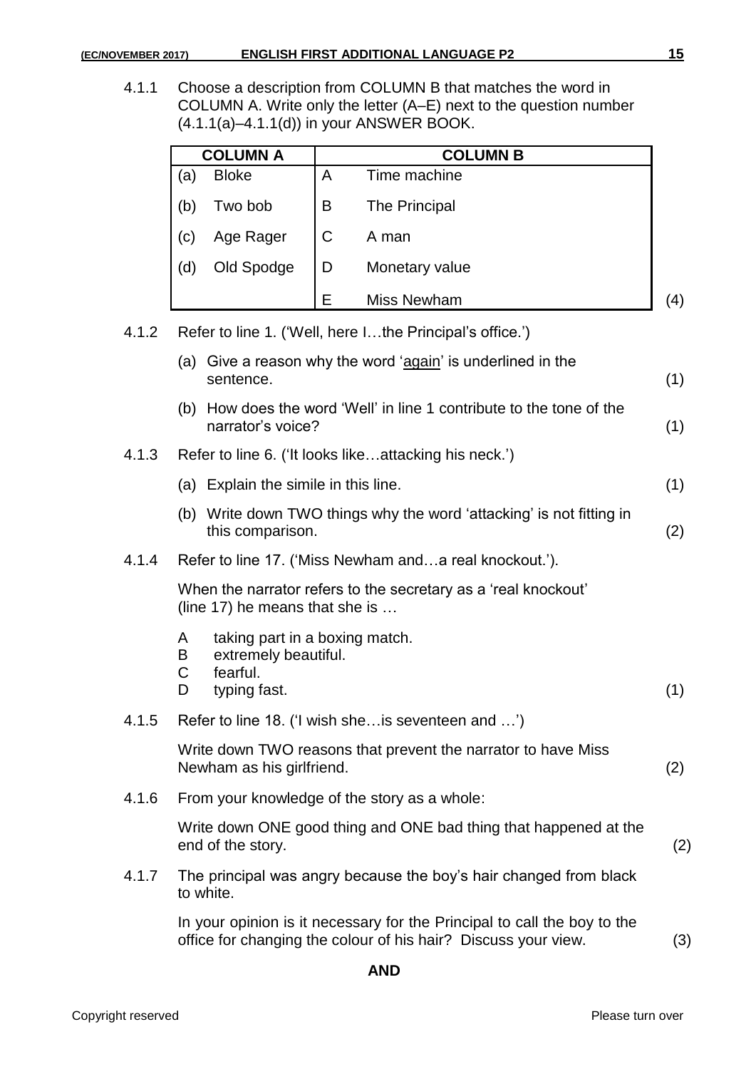4.1.1 Choose a description from COLUMN B that matches the word in COLUMN A. Write only the letter (A–E) next to the question number (4.1.1(a)–4.1.1(d)) in your ANSWER BOOK.

| COLUMN A | | COLUMN B | |
|---|---|---|---|
| (a) | Bloke | A | Time machine |
| (b) | Two bob | B | The Principal |
| (c) | Age Rager | C | A man |
| (d) | Old Spodge | D | Monetary value |
| | | E | Miss Newham |

(4)

4.1.2 Refer to line 1. ('Well, here I…the Principal's office.')

(a) Give a reason why the word '<u>again</u>' is underlined in the sentence. (1)

(b) How does the word 'Well' in line 1 contribute to the tone of the narrator's voice? (1)

4.1.3 Refer to line 6. ('It looks like…attacking his neck.')

(a) Explain the simile in this line. (1)

(b) Write down TWO things why the word 'attacking' is not fitting in this comparison. (2)

4.1.4 Refer to line 17. ('Miss Newham and…a real knockout.').

When the narrator refers to the secretary as a 'real knockout' (line 17) he means that she is …

A taking part in a boxing match.
B extremely beautiful.
C fearful.
D typing fast. (1)

4.1.5 Refer to line 18. ('I wish she…is seventeen and …')

Write down TWO reasons that prevent the narrator to have Miss Newham as his girlfriend. (2)

4.1.6 From your knowledge of the story as a whole:

Write down ONE good thing and ONE bad thing that happened at the end of the story. (2)

4.1.7 The principal was angry because the boy's hair changed from black to white.

In your opinion is it necessary for the Principal to call the boy to the office for changing the colour of his hair? Discuss your view. (3)

**AND**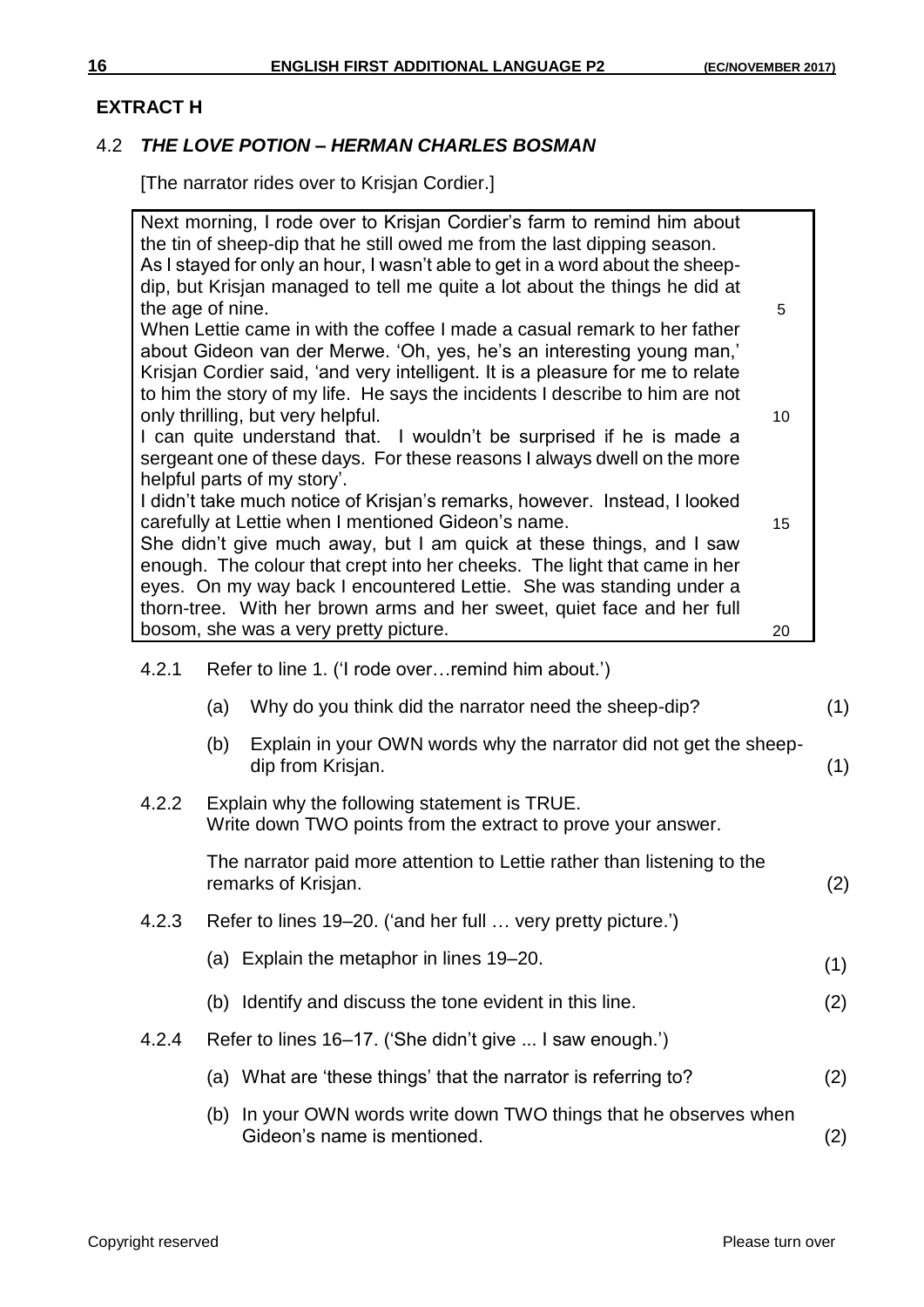## EXTRACT H

### 4.2 *THE LOVE POTION – HERMAN CHARLES BOSMAN*

[The narrator rides over to Krisjan Cordier.]

> Next morning, I rode over to Krisjan Cordier's farm to remind him about the tin of sheep-dip that he still owed me from the last dipping season.
> As I stayed for only an hour, I wasn't able to get in a word about the sheep-dip, but Krisjan managed to tell me quite a lot about the things he did at the age of nine. (5)
> When Lettie came in with the coffee I made a casual remark to her father about Gideon van der Merwe. 'Oh, yes, he's an interesting young man,' Krisjan Cordier said, 'and very intelligent. It is a pleasure for me to relate to him the story of my life. He says the incidents I describe to him are not only thrilling, but very helpful. (10)
> I can quite understand that. I wouldn't be surprised if he is made a sergeant one of these days. For these reasons I always dwell on the more helpful parts of my story'.
> I didn't take much notice of Krisjan's remarks, however. Instead, I looked carefully at Lettie when I mentioned Gideon's name. (15)
> She didn't give much away, but I am quick at these things, and I saw enough. The colour that crept into her cheeks. The light that came in her eyes. On my way back I encountered Lettie. She was standing under a thorn-tree. With her brown arms and her sweet, quiet face and her full bosom, she was a very pretty picture. (20)

4.2.1 Refer to line 1. ('I rode over…remind him about.')

- (a) Why do you think did the narrator need the sheep-dip? (1)
- (b) Explain in your OWN words why the narrator did not get the sheep-dip from Krisjan. (1)

4.2.2 Explain why the following statement is TRUE.
Write down TWO points from the extract to prove your answer.

The narrator paid more attention to Lettie rather than listening to the remarks of Krisjan. (2)

4.2.3 Refer to lines 19–20. ('and her full … very pretty picture.')

- (a) Explain the metaphor in lines 19–20. (1)
- (b) Identify and discuss the tone evident in this line. (2)

4.2.4 Refer to lines 16–17. ('She didn't give ... I saw enough.')

- (a) What are 'these things' that the narrator is referring to? (2)
- (b) In your OWN words write down TWO things that he observes when Gideon's name is mentioned. (2)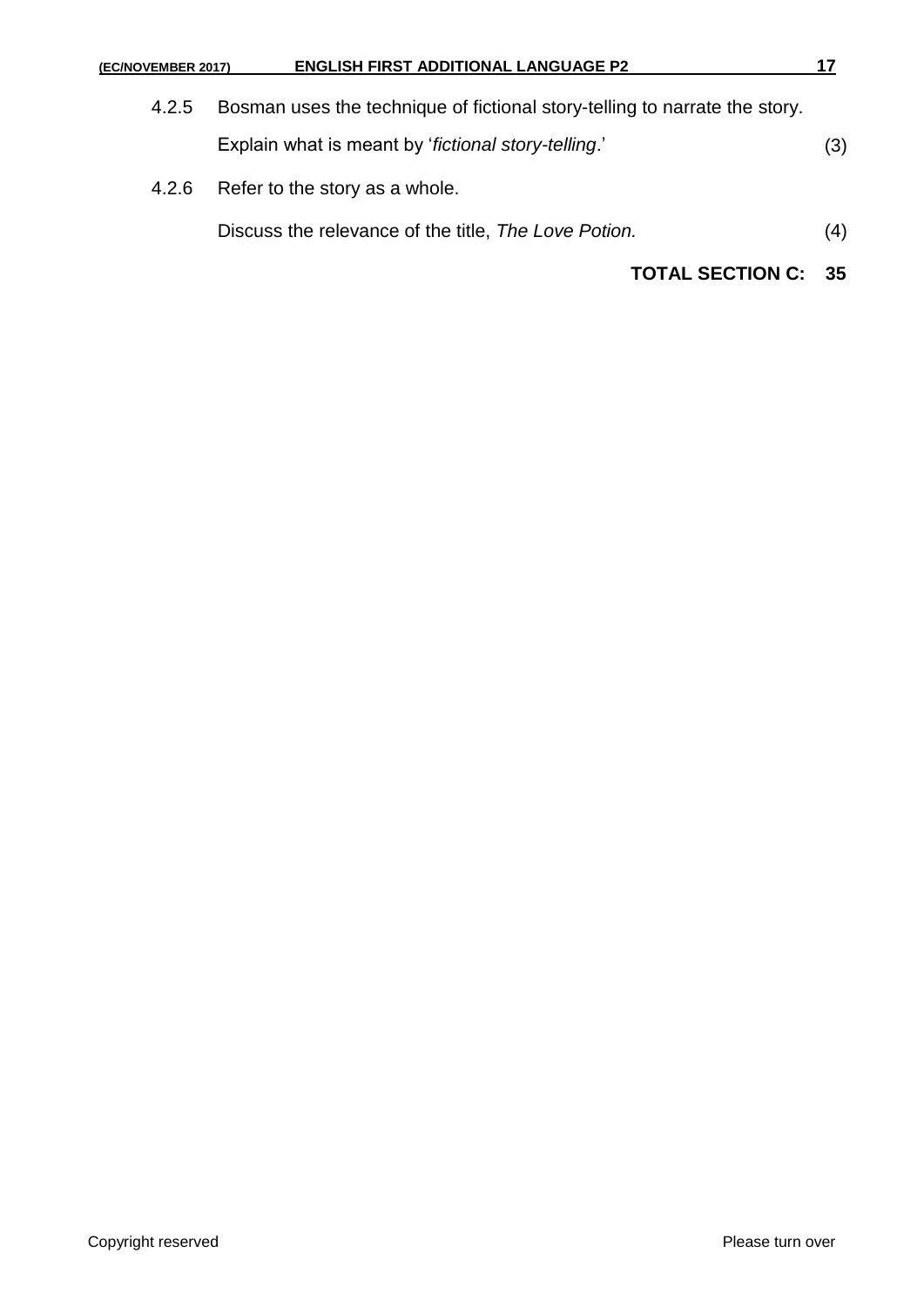4.2.5 Bosman uses the technique of fictional story-telling to narrate the story.

Explain what is meant by '*fictional story-telling*.' (3)

4.2.6 Refer to the story as a whole.

Discuss the relevance of the title, *The Love Potion.* (4)

**TOTAL SECTION C: 35**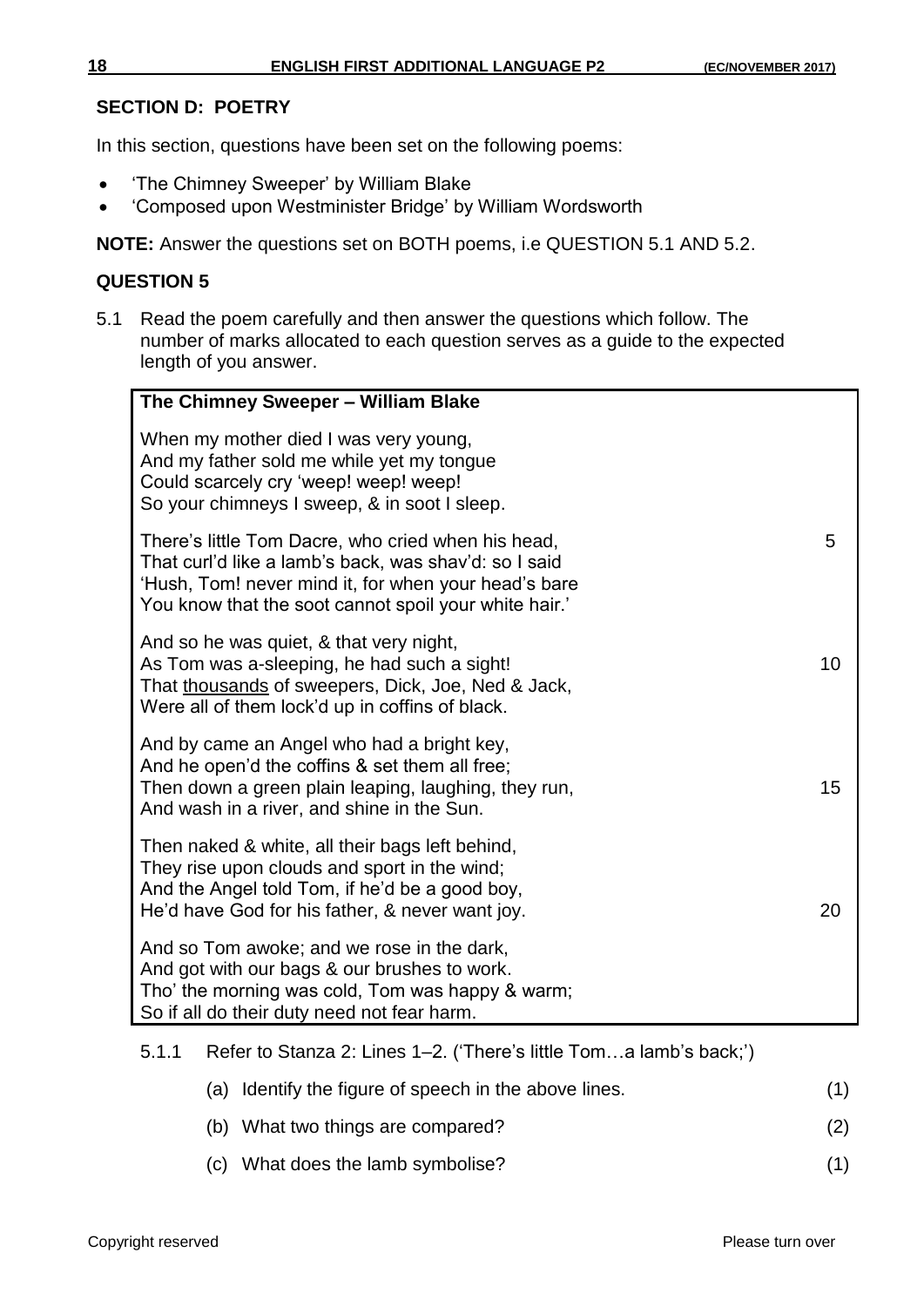## SECTION D: POETRY

In this section, questions have been set on the following poems:

- 'The Chimney Sweeper' by William Blake
- 'Composed upon Westminister Bridge' by William Wordsworth

**NOTE:** Answer the questions set on BOTH poems, i.e QUESTION 5.1 AND 5.2.

## QUESTION 5

5.1 Read the poem carefully and then answer the questions which follow. The number of marks allocated to each question serves as a guide to the expected length of you answer.

**The Chimney Sweeper – William Blake**

When my mother died I was very young,
And my father sold me while yet my tongue
Could scarcely cry 'weep! weep! weep!
So your chimneys I sweep, & in soot I sleep.

There's little Tom Dacre, who cried when his head, 5
That curl'd like a lamb's back, was shav'd: so I said
'Hush, Tom! never mind it, for when your head's bare
You know that the soot cannot spoil your white hair.'

And so he was quiet, & that very night,
As Tom was a-sleeping, he had such a sight! 10
That <u>thousands</u> of sweepers, Dick, Joe, Ned & Jack,
Were all of them lock'd up in coffins of black.

And by came an Angel who had a bright key,
And he open'd the coffins & set them all free;
Then down a green plain leaping, laughing, they run, 15
And wash in a river, and shine in the Sun.

Then naked & white, all their bags left behind,
They rise upon clouds and sport in the wind;
And the Angel told Tom, if he'd be a good boy,
He'd have God for his father, & never want joy. 20

And so Tom awoke; and we rose in the dark,
And got with our bags & our brushes to work.
Tho' the morning was cold, Tom was happy & warm;
So if all do their duty need not fear harm.

5.1.1 Refer to Stanza 2: Lines 1–2. ('There's little Tom…a lamb's back;')

(a) Identify the figure of speech in the above lines. (1)

(b) What two things are compared? (2)

(c) What does the lamb symbolise? (1)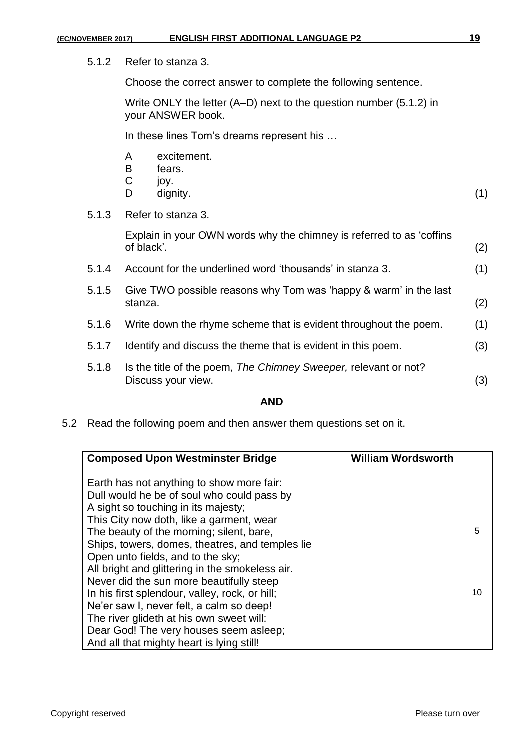5.1.2 Refer to stanza 3.

Choose the correct answer to complete the following sentence.

Write ONLY the letter (A–D) next to the question number (5.1.2) in your ANSWER book.

In these lines Tom's dreams represent his …

A excitement.
B fears.
C joy.
D dignity. (1)

5.1.3 Refer to stanza 3.

Explain in your OWN words why the chimney is referred to as 'coffins of black'. (2)

5.1.4 Account for the underlined word 'thousands' in stanza 3. (1)

5.1.5 Give TWO possible reasons why Tom was 'happy & warm' in the last stanza. (2)

5.1.6 Write down the rhyme scheme that is evident throughout the poem. (1)

5.1.7 Identify and discuss the theme that is evident in this poem. (3)

5.1.8 Is the title of the poem, *The Chimney Sweeper,* relevant or not? Discuss your view. (3)

**AND**

5.2 Read the following poem and then answer them questions set on it.

**Composed Upon Westminster Bridge** — **William Wordsworth**

Earth has not anything to show more fair:
Dull would he be of soul who could pass by
A sight so touching in its majesty;
This City now doth, like a garment, wear
The beauty of the morning; silent, bare, 5
Ships, towers, domes, theatres, and temples lie
Open unto fields, and to the sky;
All bright and glittering in the smokeless air.
Never did the sun more beautifully steep
In his first splendour, valley, rock, or hill; 10
Ne'er saw I, never felt, a calm so deep!
The river glideth at his own sweet will:
Dear God! The very houses seem asleep;
And all that mighty heart is lying still!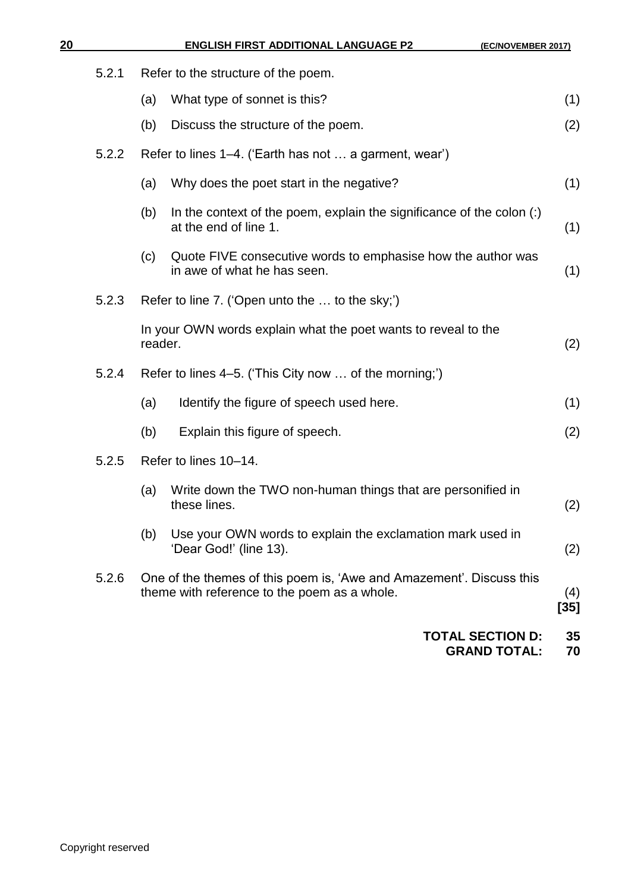5.2.1 Refer to the structure of the poem.

(a) What type of sonnet is this? (1)

(b) Discuss the structure of the poem. (2)

5.2.2 Refer to lines 1–4. ('Earth has not … a garment, wear')

(a) Why does the poet start in the negative? (1)

(b) In the context of the poem, explain the significance of the colon (:) at the end of line 1. (1)

(c) Quote FIVE consecutive words to emphasise how the author was in awe of what he has seen. (1)

5.2.3 Refer to line 7. ('Open unto the … to the sky;')

In your OWN words explain what the poet wants to reveal to the reader. (2)

5.2.4 Refer to lines 4–5. ('This City now … of the morning;')

(a) Identify the figure of speech used here. (1)

(b) Explain this figure of speech. (2)

5.2.5 Refer to lines 10–14.

(a) Write down the TWO non-human things that are personified in these lines. (2)

(b) Use your OWN words to explain the exclamation mark used in 'Dear God!' (line 13). (2)

5.2.6 One of the themes of this poem is, 'Awe and Amazement'. Discuss this theme with reference to the poem as a whole. (4)
**[35]**

**TOTAL SECTION D: 35**
**GRAND TOTAL: 70**